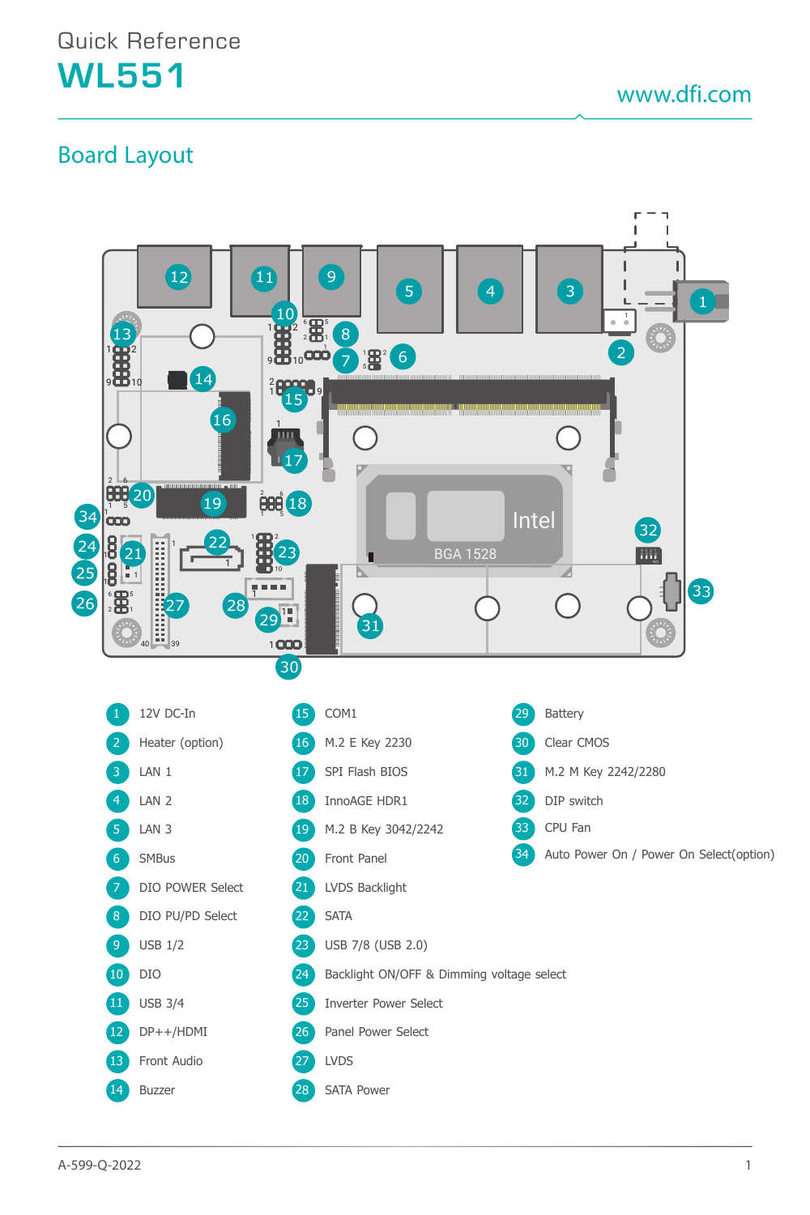Quick Reference

# WL551

www.dfi.com

## Board Layout

1. 12V DC-In
2. Heater (option)
3. LAN 1
4. LAN 2
5. LAN 3
6. SMBus
7. DIO POWER Select
8. DIO PU/PD Select
9. USB 1/2
10. DIO
11. USB 3/4
12. DP++/HDMI
13. Front Audio
14. Buzzer
15. COM1
16. M.2 E Key 2230
17. SPI Flash BIOS
18. InnoAGE HDR1
19. M.2 B Key 3042/2242
20. Front Panel
21. LVDS Backlight
22. SATA
23. USB 7/8 (USB 2.0)
24. Backlight ON/OFF & Dimming voltage select
25. Inverter Power Select
26. Panel Power Select
27. LVDS
28. SATA Power
29. Battery
30. Clear CMOS
31. M.2 M Key 2242/2280
32. DIP switch
33. CPU Fan
34. Auto Power On / Power On Select(option)

A-599-Q-2022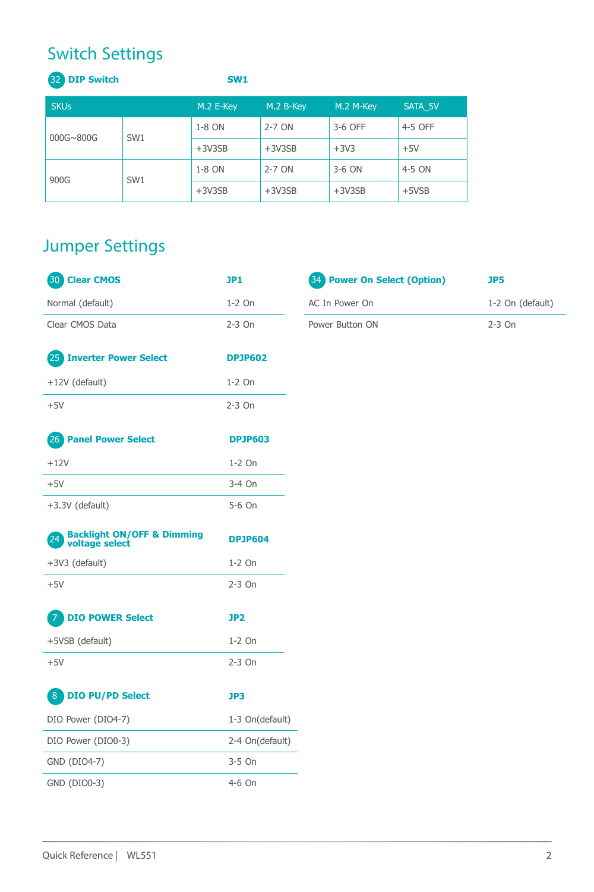# Switch Settings

### 32 DIP Switch — SW1

| SKUs | | M.2 E-Key | M.2 B-Key | M.2 M-Key | SATA_5V |
|---|---|---|---|---|---|
| 000G~800G | SW1 | 1-8 ON | 2-7 ON | 3-6 OFF | 4-5 OFF |
| | | +3V3SB | +3V3SB | +3V3 | +5V |
| 900G | SW1 | 1-8 ON | 2-7 ON | 3-6 ON | 4-5 ON |
| | | +3V3SB | +3V3SB | +3V3SB | +5VSB |

# Jumper Settings

### 30 Clear CMOS — JP1

| | |
|---|---|
| Normal (default) | 1-2 On |
| Clear CMOS Data | 2-3 On |

### 25 Inverter Power Select — DPJP602

| | |
|---|---|
| +12V (default) | 1-2 On |
| +5V | 2-3 On |

### 26 Panel Power Select — DPJP603

| | |
|---|---|
| +12V | 1-2 On |
| +5V | 3-4 On |
| +3.3V (default) | 5-6 On |

### 24 Backlight ON/OFF & Dimming voltage select — DPJP604

| | |
|---|---|
| +3V3 (default) | 1-2 On |
| +5V | 2-3 On |

### 7 DIO POWER Select — JP2

| | |
|---|---|
| +5VSB (default) | 1-2 On |
| +5V | 2-3 On |

### 8 DIO PU/PD Select — JP3

| | |
|---|---|
| DIO Power (DIO4-7) | 1-3 On(default) |
| DIO Power (DIO0-3) | 2-4 On(default) |
| GND (DIO4-7) | 3-5 On |
| GND (DIO0-3) | 4-6 On |

### 34 Power On Select (Option) — JP5

| | |
|---|---|
| AC In Power On | 1-2 On (default) |
| Power Button ON | 2-3 On |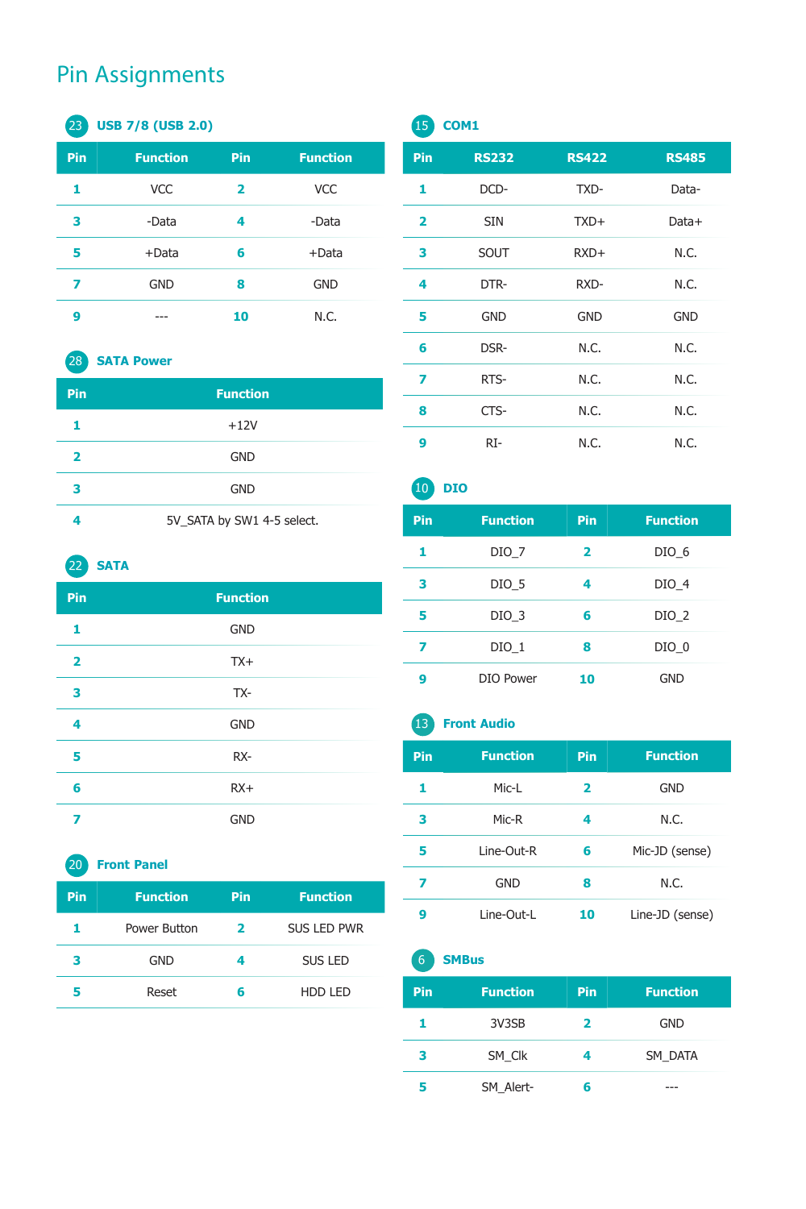# Pin Assignments

## 23 USB 7/8 (USB 2.0)

| Pin | Function | Pin | Function |
|---|---|---|---|
| 1 | VCC | 2 | VCC |
| 3 | -Data | 4 | -Data |
| 5 | +Data | 6 | +Data |
| 7 | GND | 8 | GND |
| 9 | --- | 10 | N.C. |

## 28 SATA Power

| Pin | Function |
|---|---|
| 1 | +12V |
| 2 | GND |
| 3 | GND |
| 4 | 5V_SATA by SW1 4-5 select. |

## 22 SATA

| Pin | Function |
|---|---|
| 1 | GND |
| 2 | TX+ |
| 3 | TX- |
| 4 | GND |
| 5 | RX- |
| 6 | RX+ |
| 7 | GND |

## 20 Front Panel

| Pin | Function | Pin | Function |
|---|---|---|---|
| 1 | Power Button | 2 | SUS LED PWR |
| 3 | GND | 4 | SUS LED |
| 5 | Reset | 6 | HDD LED |

## 15 COM1

| Pin | RS232 | RS422 | RS485 |
|---|---|---|---|
| 1 | DCD- | TXD- | Data- |
| 2 | SIN | TXD+ | Data+ |
| 3 | SOUT | RXD+ | N.C. |
| 4 | DTR- | RXD- | N.C. |
| 5 | GND | GND | GND |
| 6 | DSR- | N.C. | N.C. |
| 7 | RTS- | N.C. | N.C. |
| 8 | CTS- | N.C. | N.C. |
| 9 | RI- | N.C. | N.C. |

## 10 DIO

| Pin | Function | Pin | Function |
|---|---|---|---|
| 1 | DIO_7 | 2 | DIO_6 |
| 3 | DIO_5 | 4 | DIO_4 |
| 5 | DIO_3 | 6 | DIO_2 |
| 7 | DIO_1 | 8 | DIO_0 |
| 9 | DIO Power | 10 | GND |

## 13 Front Audio

| Pin | Function | Pin | Function |
|---|---|---|---|
| 1 | Mic-L | 2 | GND |
| 3 | Mic-R | 4 | N.C. |
| 5 | Line-Out-R | 6 | Mic-JD (sense) |
| 7 | GND | 8 | N.C. |
| 9 | Line-Out-L | 10 | Line-JD (sense) |

## 6 SMBus

| Pin | Function | Pin | Function |
|---|---|---|---|
| 1 | 3V3SB | 2 | GND |
| 3 | SM_Clk | 4 | SM_DATA |
| 5 | SM_Alert- | 6 | --- |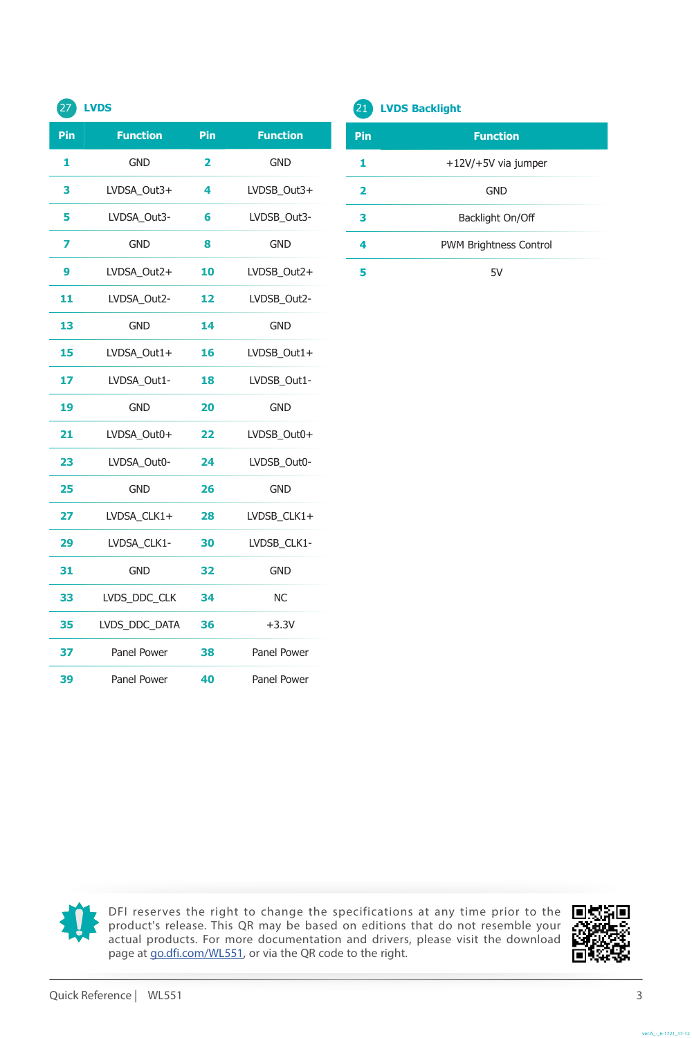## 27 LVDS

| Pin | Function | Pin | Function |
|---|---|---|---|
| 1 | GND | 2 | GND |
| 3 | LVDSA_Out3+ | 4 | LVDSB_Out3+ |
| 5 | LVDSA_Out3- | 6 | LVDSB_Out3- |
| 7 | GND | 8 | GND |
| 9 | LVDSA_Out2+ | 10 | LVDSB_Out2+ |
| 11 | LVDSA_Out2- | 12 | LVDSB_Out2- |
| 13 | GND | 14 | GND |
| 15 | LVDSA_Out1+ | 16 | LVDSB_Out1+ |
| 17 | LVDSA_Out1- | 18 | LVDSB_Out1- |
| 19 | GND | 20 | GND |
| 21 | LVDSA_Out0+ | 22 | LVDSB_Out0+ |
| 23 | LVDSA_Out0- | 24 | LVDSB_Out0- |
| 25 | GND | 26 | GND |
| 27 | LVDSA_CLK1+ | 28 | LVDSB_CLK1+ |
| 29 | LVDSA_CLK1- | 30 | LVDSB_CLK1- |
| 31 | GND | 32 | GND |
| 33 | LVDS_DDC_CLK | 34 | NC |
| 35 | LVDS_DDC_DATA | 36 | +3.3V |
| 37 | Panel Power | 38 | Panel Power |
| 39 | Panel Power | 40 | Panel Power |

## 21 LVDS Backlight

| Pin | Function |
|---|---|
| 1 | +12V/+5V via jumper |
| 2 | GND |
| 3 | Backlight On/Off |
| 4 | PWM Brightness Control |
| 5 | 5V |

DFI reserves the right to change the specifications at any time prior to the product's release. This QR may be based on editions that do not resemble your actual products. For more documentation and drivers, please visit the download page at go.dfi.com/WL551, or via the QR code to the right.